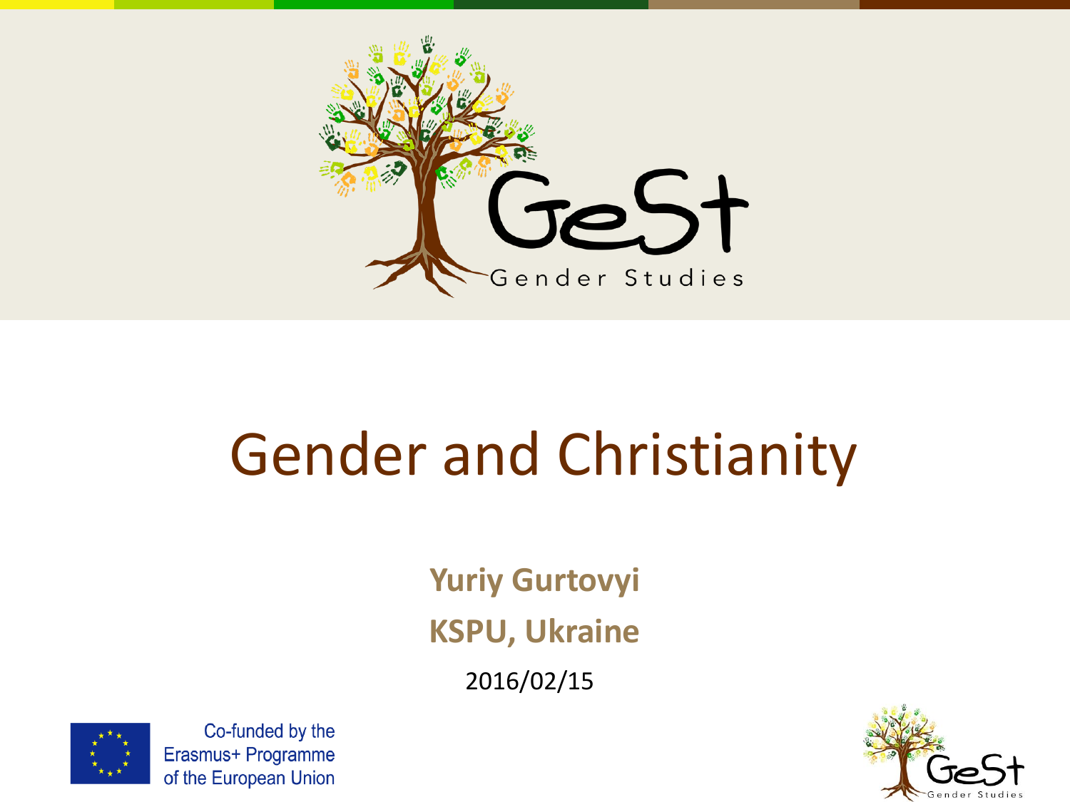GeSt

Gender Studies

# Gender and Christianity

**Yuriy Gurtovyi**

**KSPU, Ukraine**

2016/02/15

Co-funded by the Erasmus+ Programme of the European Union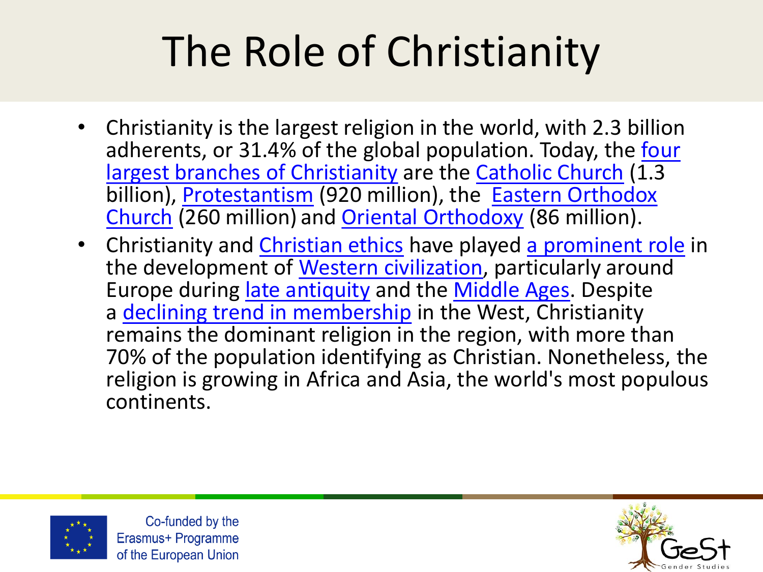# The Role of Christianity

- Christianity is the largest religion in the world, with 2.3 billion adherents, or 31.4% of the global population. Today, the four largest branches of Christianity are the Catholic Church (1.3 billion), Protestantism (920 million), the Eastern Orthodox Church (260 million) and Oriental Orthodoxy (86 million).
- Christianity and Christian ethics have played a prominent role in the development of Western civilization, particularly around Europe during late antiquity and the Middle Ages. Despite a declining trend in membership in the West, Christianity remains the dominant religion in the region, with more than 70% of the population identifying as Christian. Nonetheless, the religion is growing in Africa and Asia, the world's most populous continents.

Co-funded by the Erasmus+ Programme of the European Union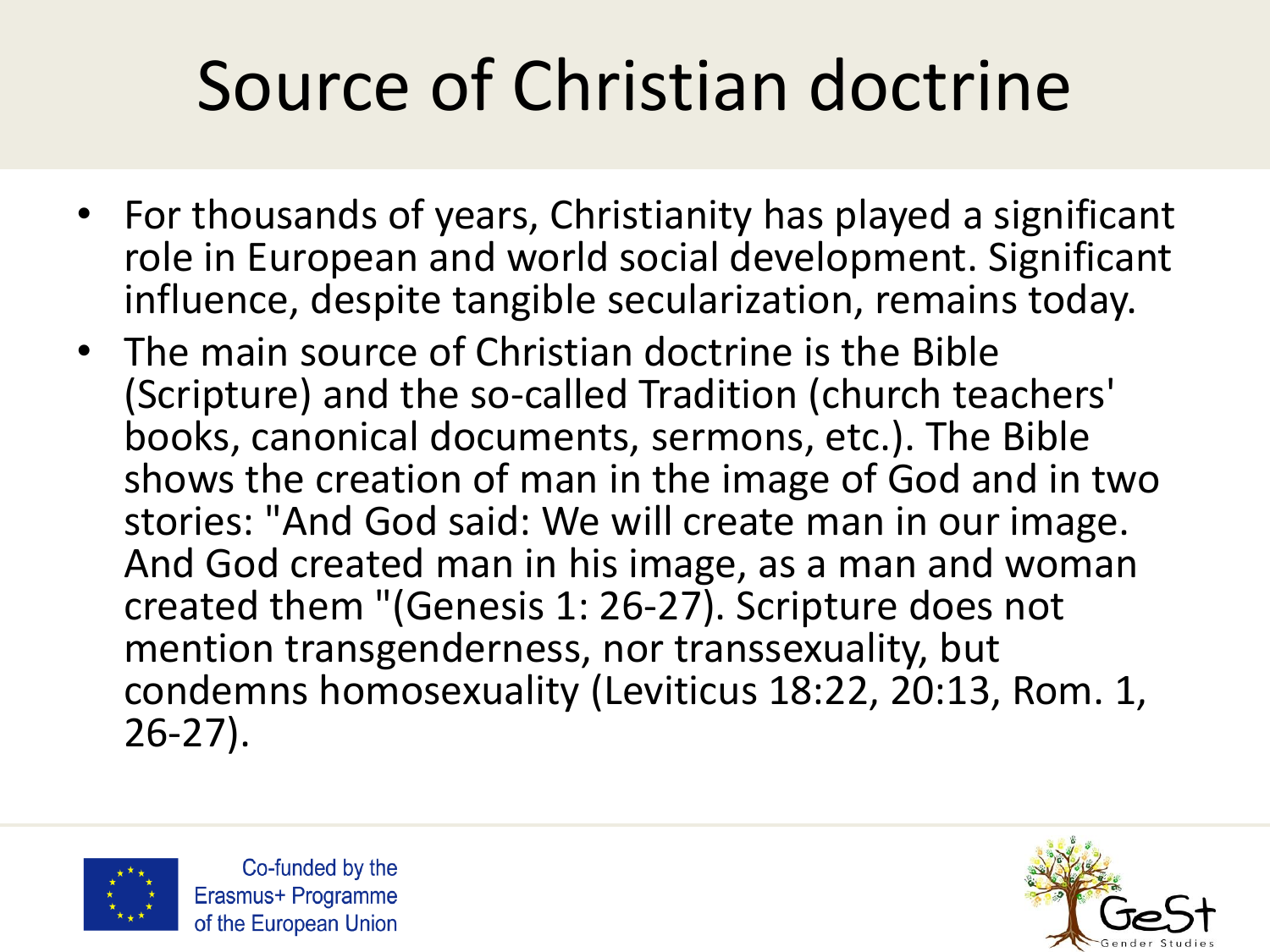# Source of Christian doctrine

- For thousands of years, Christianity has played a significant role in European and world social development. Significant influence, despite tangible secularization, remains today.
- The main source of Christian doctrine is the Bible (Scripture) and the so-called Tradition (church teachers' books, canonical documents, sermons, etc.). The Bible shows the creation of man in the image of God and in two stories: "And God said: We will create man in our image. And God created man in his image, as a man and woman created them "(Genesis 1: 26-27). Scripture does not mention transgenderness, nor transsexuality, but condemns homosexuality (Leviticus 18:22, 20:13, Rom. 1, 26-27).

Co-funded by the Erasmus+ Programme of the European Union

GeSt Gender Studies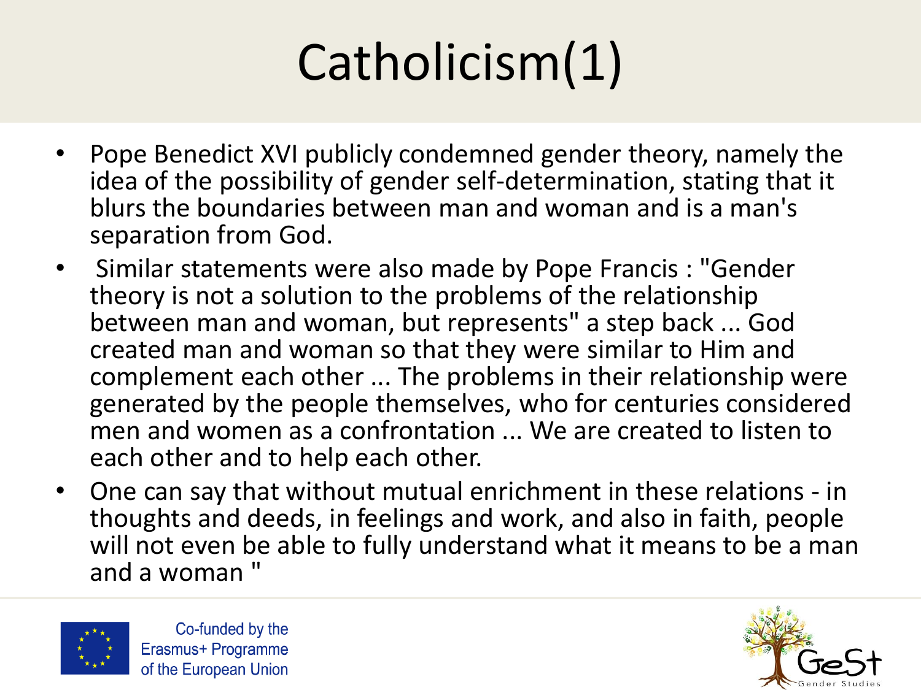# Catholicism(1)

- Pope Benedict XVI publicly condemned gender theory, namely the idea of the possibility of gender self-determination, stating that it blurs the boundaries between man and woman and is a man's separation from God.
- Similar statements were also made by Pope Francis : "Gender theory is not a solution to the problems of the relationship between man and woman, but represents" a step back ... God created man and woman so that they were similar to Him and complement each other ... The problems in their relationship were generated by the people themselves, who for centuries considered men and women as a confrontation ... We are created to listen to each other and to help each other.
- One can say that without mutual enrichment in these relations - in thoughts and deeds, in feelings and work, and also in faith, people will not even be able to fully understand what it means to be a man and a woman "

Co-funded by the Erasmus+ Programme of the European Union

GeSt Gender Studies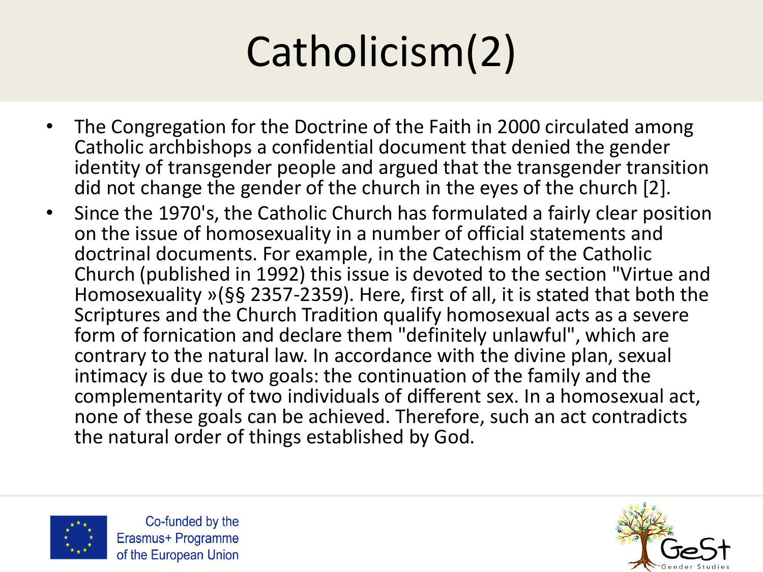# Catholicism(2)

- The Congregation for the Doctrine of the Faith in 2000 circulated among Catholic archbishops a confidential document that denied the gender identity of transgender people and argued that the transgender transition did not change the gender of the church in the eyes of the church [2].
- Since the 1970's, the Catholic Church has formulated a fairly clear position on the issue of homosexuality in a number of official statements and doctrinal documents. For example, in the Catechism of the Catholic Church (published in 1992) this issue is devoted to the section "Virtue and Homosexuality »(§§ 2357-2359). Here, first of all, it is stated that both the Scriptures and the Church Tradition qualify homosexual acts as a severe form of fornication and declare them "definitely unlawful", which are contrary to the natural law. In accordance with the divine plan, sexual intimacy is due to two goals: the continuation of the family and the complementarity of two individuals of different sex. In a homosexual act, none of these goals can be achieved. Therefore, such an act contradicts the natural order of things established by God.

Co-funded by the Erasmus+ Programme of the European Union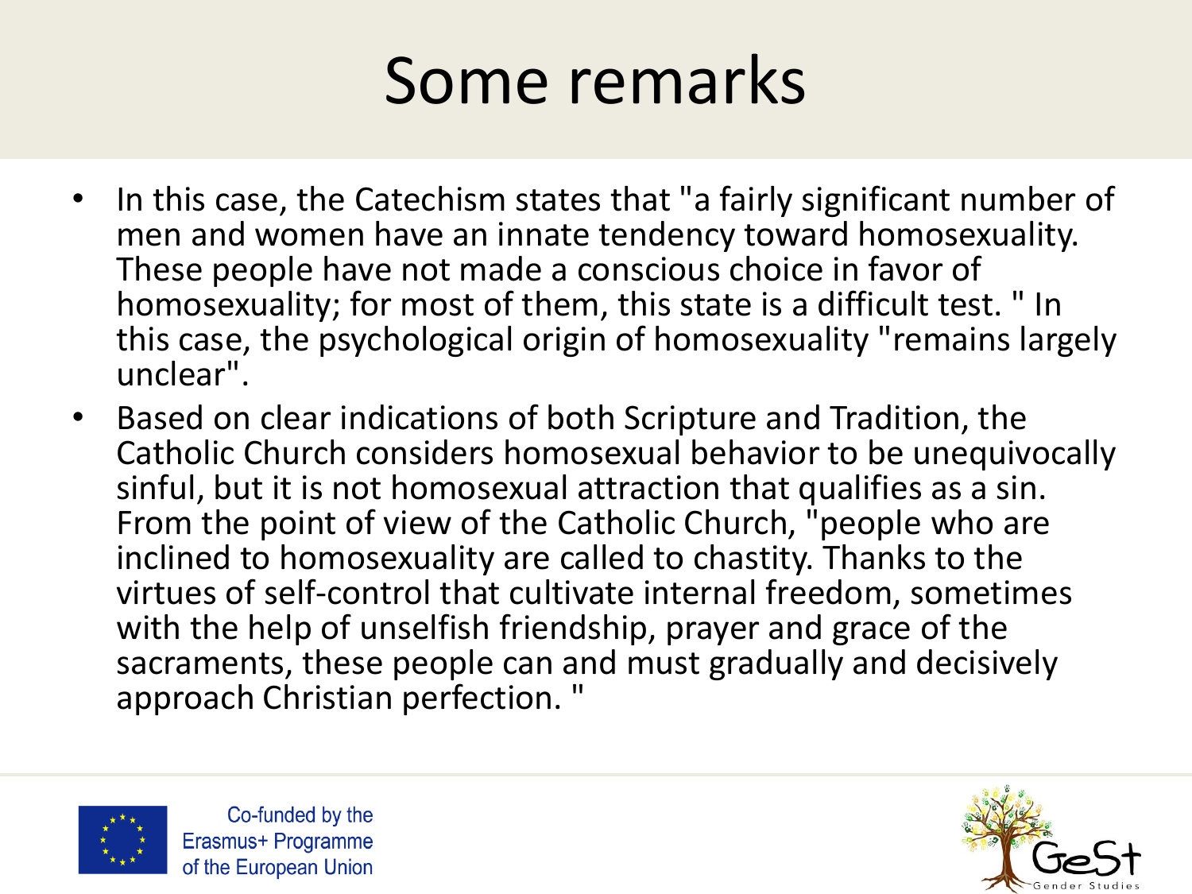# Some remarks

- In this case, the Catechism states that "a fairly significant number of men and women have an innate tendency toward homosexuality. These people have not made a conscious choice in favor of homosexuality; for most of them, this state is a difficult test. " In this case, the psychological origin of homosexuality "remains largely unclear".
- Based on clear indications of both Scripture and Tradition, the Catholic Church considers homosexual behavior to be unequivocally sinful, but it is not homosexual attraction that qualifies as a sin. From the point of view of the Catholic Church, "people who are inclined to homosexuality are called to chastity. Thanks to the virtues of self-control that cultivate internal freedom, sometimes with the help of unselfish friendship, prayer and grace of the sacraments, these people can and must gradually and decisively approach Christian perfection. "

Co-funded by the Erasmus+ Programme of the European Union

GeSt Gender Studies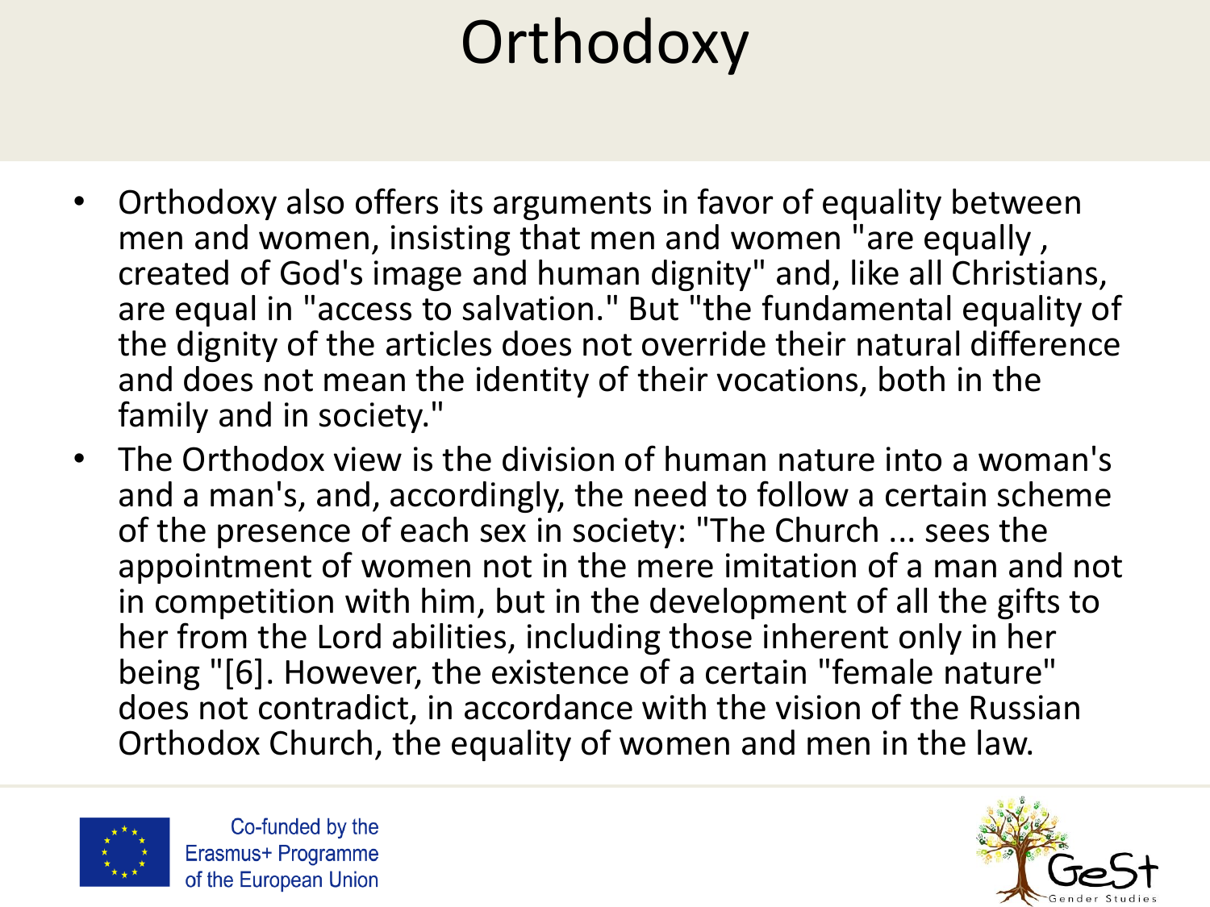# Orthodoxy

- Orthodoxy also offers its arguments in favor of equality between men and women, insisting that men and women "are equally , created of God's image and human dignity" and, like all Christians, are equal in "access to salvation." But "the fundamental equality of the dignity of the articles does not override their natural difference and does not mean the identity of their vocations, both in the family and in society."
- The Orthodox view is the division of human nature into a woman's and a man's, and, accordingly, the need to follow a certain scheme of the presence of each sex in society: "The Church ... sees the appointment of women not in the mere imitation of a man and not in competition with him, but in the development of all the gifts to her from the Lord abilities, including those inherent only in her being "[6]. However, the existence of a certain "female nature" does not contradict, in accordance with the vision of the Russian Orthodox Church, the equality of women and men in the law.

Co-funded by the Erasmus+ Programme of the European Union

GeSt Gender Studies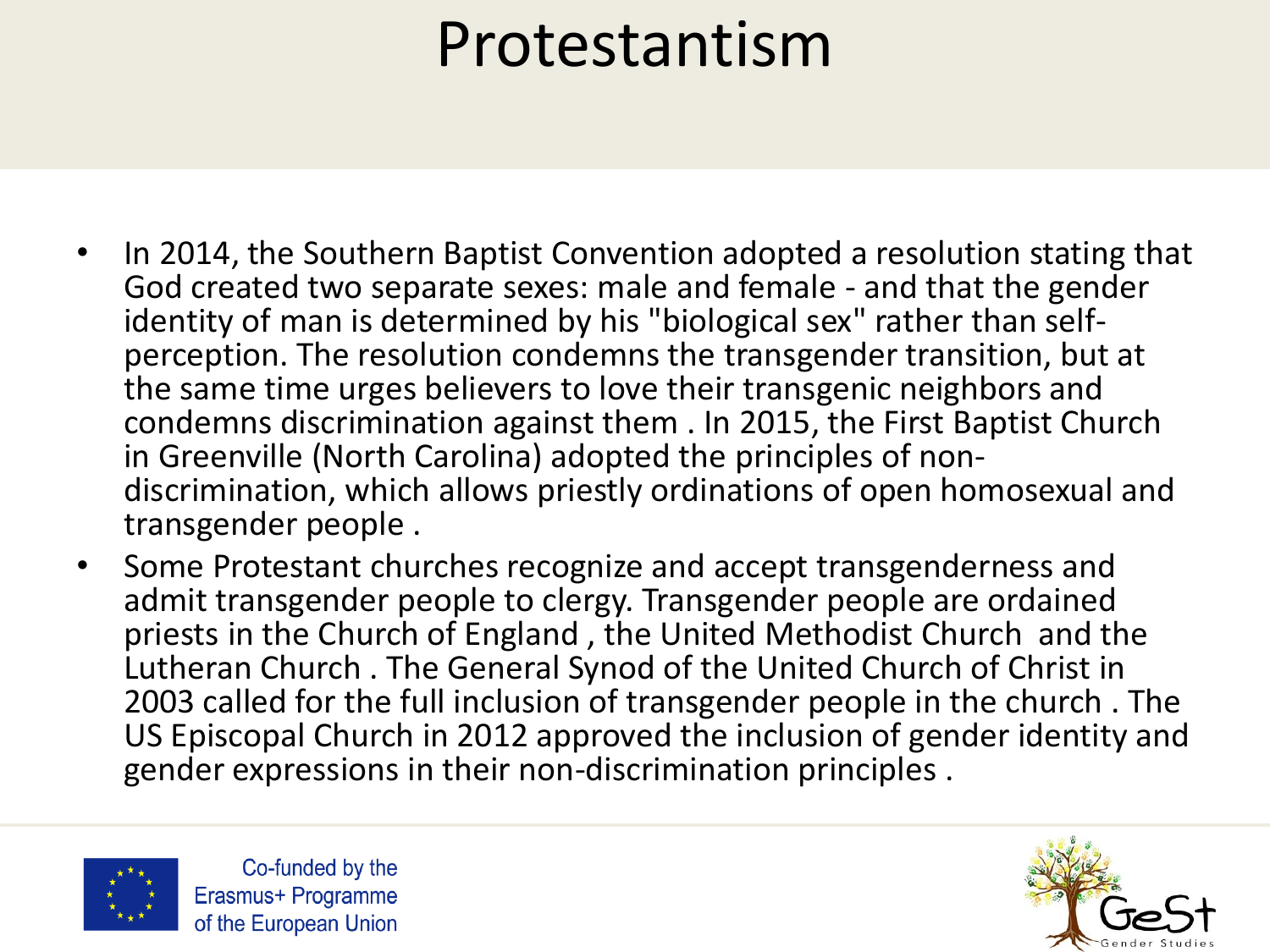# Protestantism

- In 2014, the Southern Baptist Convention adopted a resolution stating that God created two separate sexes: male and female - and that the gender identity of man is determined by his "biological sex" rather than self-perception. The resolution condemns the transgender transition, but at the same time urges believers to love their transgenic neighbors and condemns discrimination against them . In 2015, the First Baptist Church in Greenville (North Carolina) adopted the principles of non-discrimination, which allows priestly ordinations of open homosexual and transgender people .
- Some Protestant churches recognize and accept transgenderness and admit transgender people to clergy. Transgender people are ordained priests in the Church of England , the United Methodist Church and the Lutheran Church . The General Synod of the United Church of Christ in 2003 called for the full inclusion of transgender people in the church . The US Episcopal Church in 2012 approved the inclusion of gender identity and gender expressions in their non-discrimination principles .

Co-funded by the Erasmus+ Programme of the European Union

GeSt Gender Studies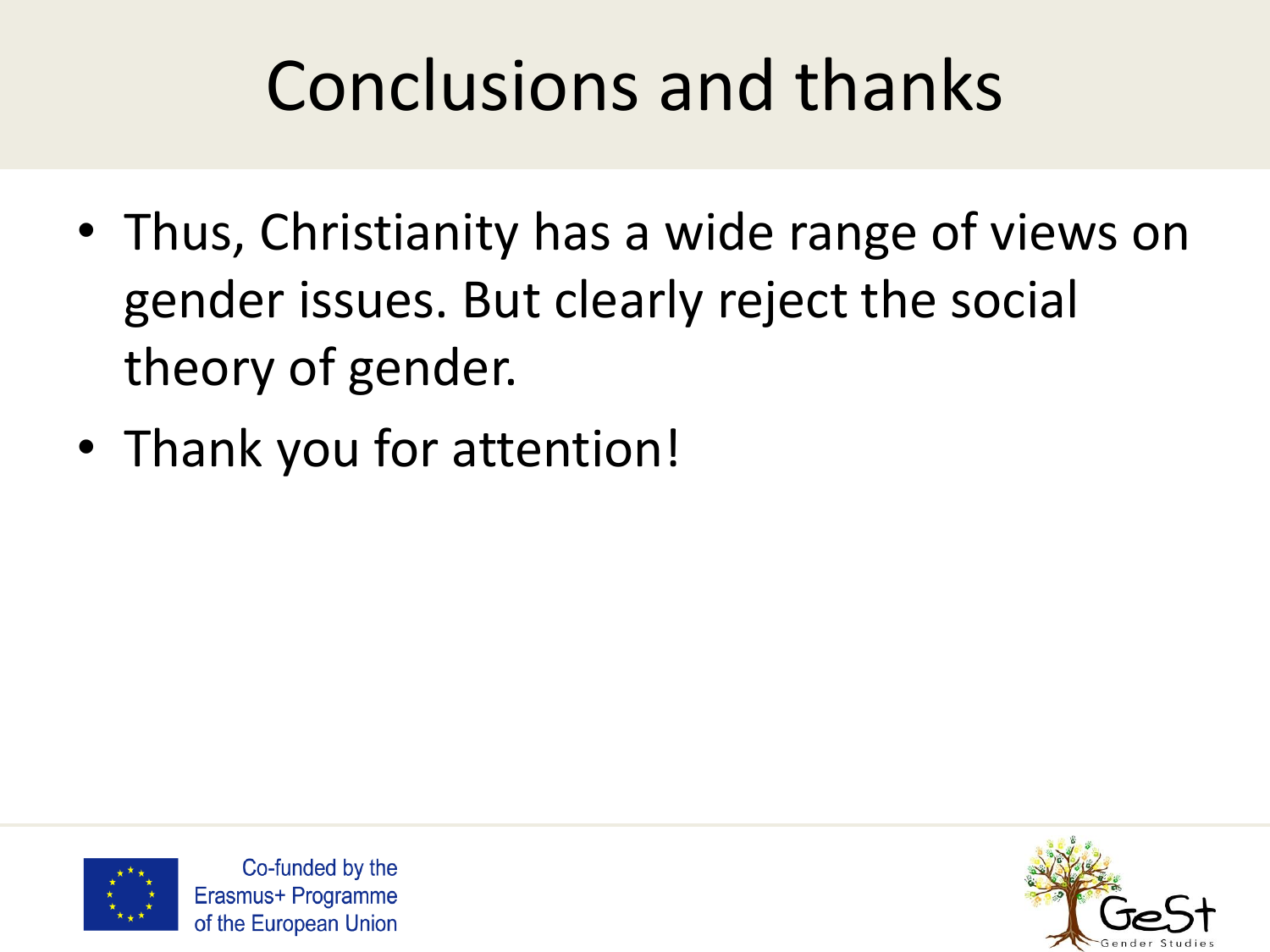# Conclusions and thanks

- Thus, Christianity has a wide range of views on gender issues. But clearly reject the social theory of gender.
- Thank you for attention!

Co-funded by the Erasmus+ Programme of the European Union

GeSt Gender Studies